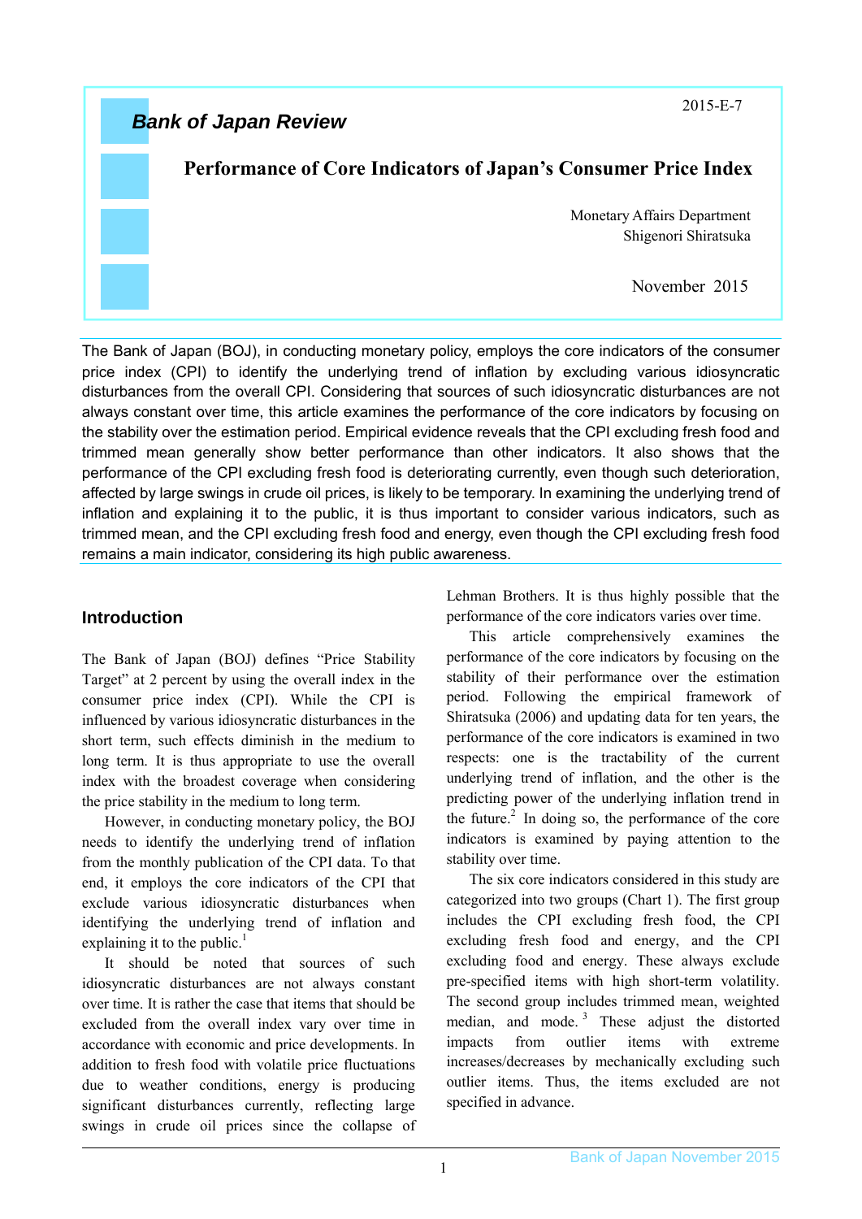Bank of Japan Review

2015-E-7

# Performance of Core Indicators of Japan's Consumer Price Index

Monetary Affairs Department
Shigenori Shiratsuka

November 2015

The Bank of Japan (BOJ), in conducting monetary policy, employs the core indicators of the consumer price index (CPI) to identify the underlying trend of inflation by excluding various idiosyncratic disturbances from the overall CPI. Considering that sources of such idiosyncratic disturbances are not always constant over time, this article examines the performance of the core indicators by focusing on the stability over the estimation period. Empirical evidence reveals that the CPI excluding fresh food and trimmed mean generally show better performance than other indicators. It also shows that the performance of the CPI excluding fresh food is deteriorating currently, even though such deterioration, affected by large swings in crude oil prices, is likely to be temporary. In examining the underlying trend of inflation and explaining it to the public, it is thus important to consider various indicators, such as trimmed mean, and the CPI excluding fresh food and energy, even though the CPI excluding fresh food remains a main indicator, considering its high public awareness.

## Introduction

The Bank of Japan (BOJ) defines "Price Stability Target" at 2 percent by using the overall index in the consumer price index (CPI). While the CPI is influenced by various idiosyncratic disturbances in the short term, such effects diminish in the medium to long term. It is thus appropriate to use the overall index with the broadest coverage when considering the price stability in the medium to long term.

However, in conducting monetary policy, the BOJ needs to identify the underlying trend of inflation from the monthly publication of the CPI data. To that end, it employs the core indicators of the CPI that exclude various idiosyncratic disturbances when identifying the underlying trend of inflation and explaining it to the public.[1]

It should be noted that sources of such idiosyncratic disturbances are not always constant over time. It is rather the case that items that should be excluded from the overall index vary over time in accordance with economic and price developments. In addition to fresh food with volatile price fluctuations due to weather conditions, energy is producing significant disturbances currently, reflecting large swings in crude oil prices since the collapse of Lehman Brothers. It is thus highly possible that the performance of the core indicators varies over time.

This article comprehensively examines the performance of the core indicators by focusing on the stability of their performance over the estimation period. Following the empirical framework of Shiratsuka (2006) and updating data for ten years, the performance of the core indicators is examined in two respects: one is the tractability of the current underlying trend of inflation, and the other is the predicting power of the underlying inflation trend in the future.[2] In doing so, the performance of the core indicators is examined by paying attention to the stability over time.

The six core indicators considered in this study are categorized into two groups (Chart 1). The first group includes the CPI excluding fresh food, the CPI excluding fresh food and energy, and the CPI excluding food and energy. These always exclude pre-specified items with high short-term volatility. The second group includes trimmed mean, weighted median, and mode.[3] These adjust the distorted impacts from outlier items with extreme increases/decreases by mechanically excluding such outlier items. Thus, the items excluded are not specified in advance.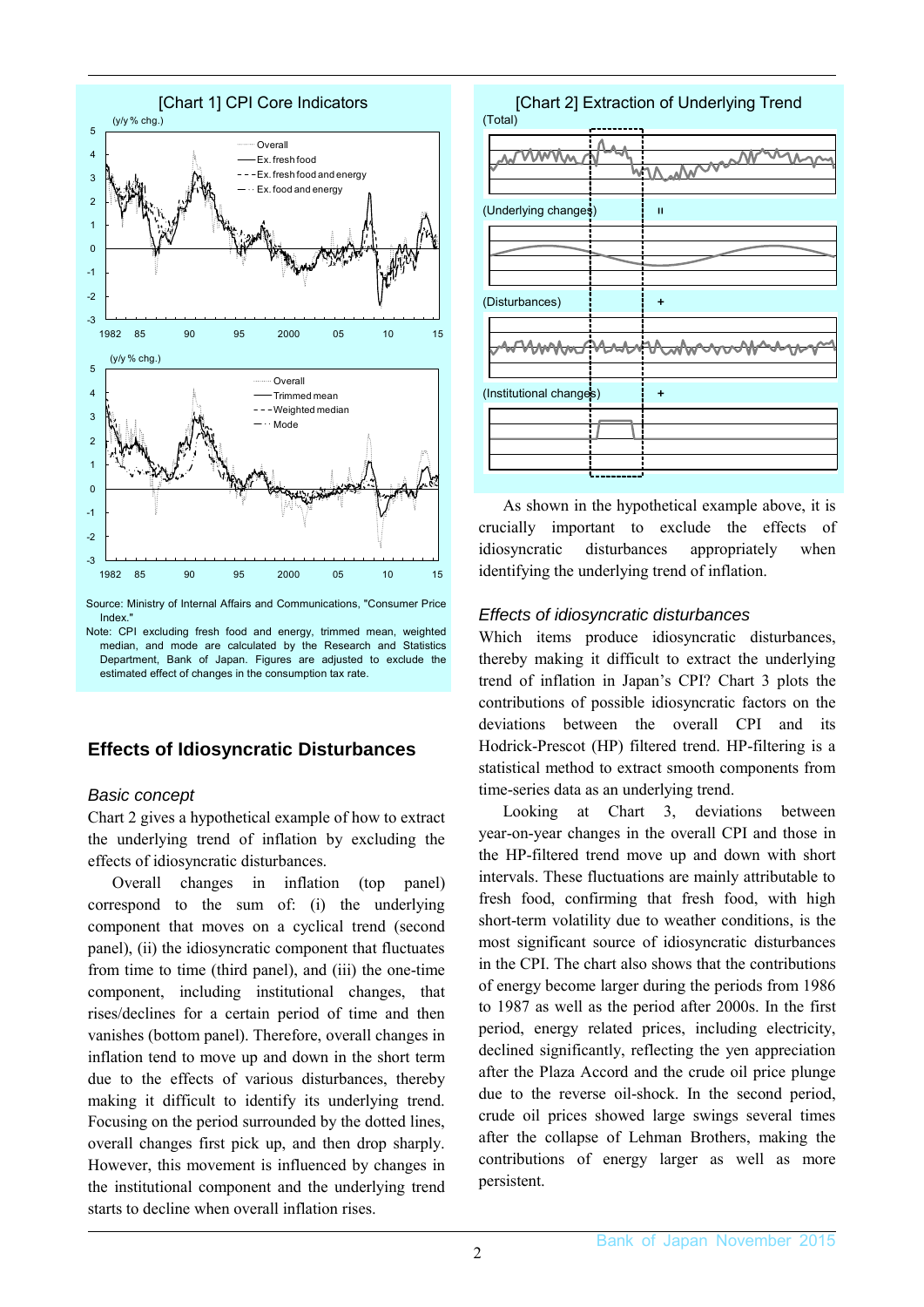**[Chart 1] CPI Core Indicators**

Source: Ministry of Internal Affairs and Communications, "Consumer Price Index."

Note: CPI excluding fresh food and energy, trimmed mean, weighted median, and mode are calculated by the Research and Statistics Department, Bank of Japan. Figures are adjusted to exclude the estimated effect of changes in the consumption tax rate.

**[Chart 2] Extraction of Underlying Trend**

## Effects of Idiosyncratic Disturbances

### *Basic concept*

Chart 2 gives a hypothetical example of how to extract the underlying trend of inflation by excluding the effects of idiosyncratic disturbances.

Overall changes in inflation (top panel) correspond to the sum of: (i) the underlying component that moves on a cyclical trend (second panel), (ii) the idiosyncratic component that fluctuates from time to time (third panel), and (iii) the one-time component, including institutional changes, that rises/declines for a certain period of time and then vanishes (bottom panel). Therefore, overall changes in inflation tend to move up and down in the short term due to the effects of various disturbances, thereby making it difficult to identify its underlying trend. Focusing on the period surrounded by the dotted lines, overall changes first pick up, and then drop sharply. However, this movement is influenced by changes in the institutional component and the underlying trend starts to decline when overall inflation rises.

As shown in the hypothetical example above, it is crucially important to exclude the effects of idiosyncratic disturbances appropriately when identifying the underlying trend of inflation.

### *Effects of idiosyncratic disturbances*

Which items produce idiosyncratic disturbances, thereby making it difficult to extract the underlying trend of inflation in Japan's CPI? Chart 3 plots the contributions of possible idiosyncratic factors on the deviations between the overall CPI and its Hodrick-Prescot (HP) filtered trend. HP-filtering is a statistical method to extract smooth components from time-series data as an underlying trend.

Looking at Chart 3, deviations between year-on-year changes in the overall CPI and those in the HP-filtered trend move up and down with short intervals. These fluctuations are mainly attributable to fresh food, confirming that fresh food, with high short-term volatility due to weather conditions, is the most significant source of idiosyncratic disturbances in the CPI. The chart also shows that the contributions of energy become larger during the periods from 1986 to 1987 as well as the period after 2000s. In the first period, energy related prices, including electricity, declined significantly, reflecting the yen appreciation after the Plaza Accord and the crude oil price plunge due to the reverse oil-shock. In the second period, crude oil prices showed large swings several times after the collapse of Lehman Brothers, making the contributions of energy larger as well as more persistent.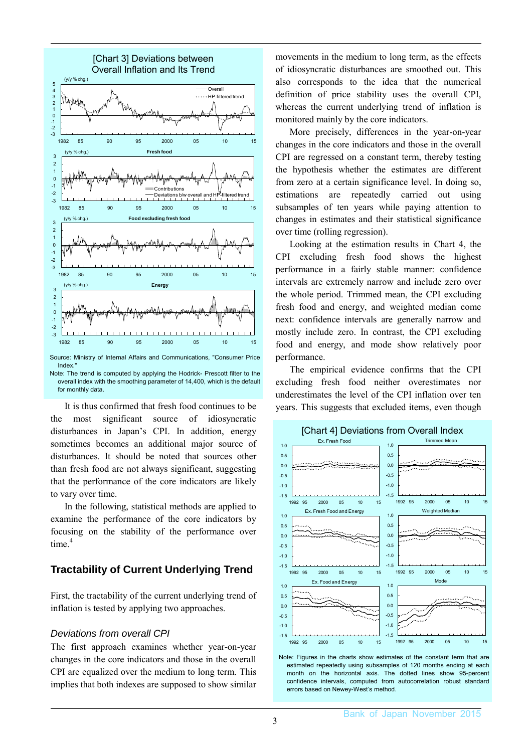[Chart 3] Deviations between Overall Inflation and Its Trend

Source: Ministry of Internal Affairs and Communications, "Consumer Price Index."

Note: The trend is computed by applying the Hodrick- Prescott filter to the overall index with the smoothing parameter of 14,400, which is the default for monthly data.

It is thus confirmed that fresh food continues to be the most significant source of idiosyncratic disturbances in Japan's CPI. In addition, energy sometimes becomes an additional major source of disturbances. It should be noted that sources other than fresh food are not always significant, suggesting that the performance of the core indicators are likely to vary over time.

In the following, statistical methods are applied to examine the performance of the core indicators by focusing on the stability of the performance over time.[4]

## Tractability of Current Underlying Trend

First, the tractability of the current underlying trend of inflation is tested by applying two approaches.

### *Deviations from overall CPI*

The first approach examines whether year-on-year changes in the core indicators and those in the overall CPI are equalized over the medium to long term. This implies that both indexes are supposed to show similar movements in the medium to long term, as the effects of idiosyncratic disturbances are smoothed out. This also corresponds to the idea that the numerical definition of price stability uses the overall CPI, whereas the current underlying trend of inflation is monitored mainly by the core indicators.

More precisely, differences in the year-on-year changes in the core indicators and those in the overall CPI are regressed on a constant term, thereby testing the hypothesis whether the estimates are different from zero at a certain significance level. In doing so, estimations are repeatedly carried out using subsamples of ten years while paying attention to changes in estimates and their statistical significance over time (rolling regression).

Looking at the estimation results in Chart 4, the CPI excluding fresh food shows the highest performance in a fairly stable manner: confidence intervals are extremely narrow and include zero over the whole period. Trimmed mean, the CPI excluding fresh food and energy, and weighted median come next: confidence intervals are generally narrow and mostly include zero. In contrast, the CPI excluding food and energy, and mode show relatively poor performance.

The empirical evidence confirms that the CPI excluding fresh food neither overestimates nor underestimates the level of the CPI inflation over ten years. This suggests that excluded items, even though

[Chart 4] Deviations from Overall Index

Note: Figures in the charts show estimates of the constant term that are estimated repeatedly using subsamples of 120 months ending at each month on the horizontal axis. The dotted lines show 95-percent confidence intervals, computed from autocorrelation robust standard errors based on Newey-West's method.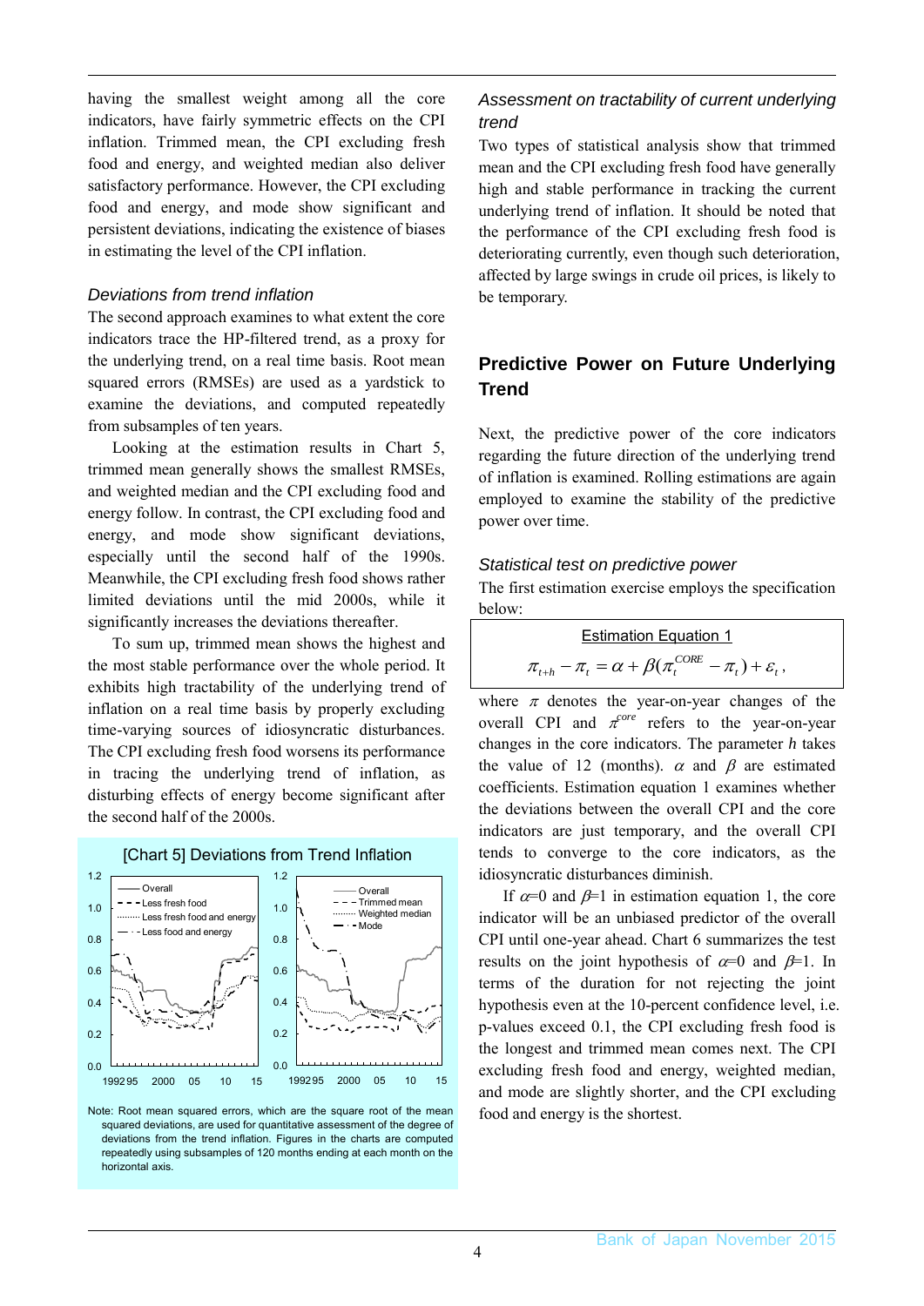having the smallest weight among all the core indicators, have fairly symmetric effects on the CPI inflation. Trimmed mean, the CPI excluding fresh food and energy, and weighted median also deliver satisfactory performance. However, the CPI excluding food and energy, and mode show significant and persistent deviations, indicating the existence of biases in estimating the level of the CPI inflation.

### *Deviations from trend inflation*

The second approach examines to what extent the core indicators trace the HP-filtered trend, as a proxy for the underlying trend, on a real time basis. Root mean squared errors (RMSEs) are used as a yardstick to examine the deviations, and computed repeatedly from subsamples of ten years.

Looking at the estimation results in Chart 5, trimmed mean generally shows the smallest RMSEs, and weighted median and the CPI excluding food and energy follow. In contrast, the CPI excluding food and energy, and mode show significant deviations, especially until the second half of the 1990s. Meanwhile, the CPI excluding fresh food shows rather limited deviations until the mid 2000s, while it significantly increases the deviations thereafter.

To sum up, trimmed mean shows the highest and the most stable performance over the whole period. It exhibits high tractability of the underlying trend of inflation on a real time basis by properly excluding time-varying sources of idiosyncratic disturbances. The CPI excluding fresh food worsens its performance in tracing the underlying trend of inflation, as disturbing effects of energy become significant after the second half of the 2000s.

[Chart 5] Deviations from Trend Inflation

Note: Root mean squared errors, which are the square root of the mean squared deviations, are used for quantitative assessment of the degree of deviations from the trend inflation. Figures in the charts are computed repeatedly using subsamples of 120 months ending at each month on the horizontal axis.

### *Assessment on tractability of current underlying trend*

Two types of statistical analysis show that trimmed mean and the CPI excluding fresh food have generally high and stable performance in tracking the current underlying trend of inflation. It should be noted that the performance of the CPI excluding fresh food is deteriorating currently, even though such deterioration, affected by large swings in crude oil prices, is likely to be temporary.

## Predictive Power on Future Underlying Trend

Next, the predictive power of the core indicators regarding the future direction of the underlying trend of inflation is examined. Rolling estimations are again employed to examine the stability of the predictive power over time.

### *Statistical test on predictive power*

The first estimation exercise employs the specification below:

Estimation Equation 1

$$\pi_{t+h} - \pi_t = \alpha + \beta(\pi_t^{CORE} - \pi_t) + \varepsilon_t ,$$

where $\pi$ denotes the year-on-year changes of the overall CPI and $\pi^{core}$ refers to the year-on-year changes in the core indicators. The parameter $h$ takes the value of 12 (months). $\alpha$ and $\beta$ are estimated coefficients. Estimation equation 1 examines whether the deviations between the overall CPI and the core indicators are just temporary, and the overall CPI tends to converge to the core indicators, as the idiosyncratic disturbances diminish.

If $\alpha$=0 and $\beta$=1 in estimation equation 1, the core indicator will be an unbiased predictor of the overall CPI until one-year ahead. Chart 6 summarizes the test results on the joint hypothesis of $\alpha$=0 and $\beta$=1. In terms of the duration for not rejecting the joint hypothesis even at the 10-percent confidence level, i.e. p-values exceed 0.1, the CPI excluding fresh food is the longest and trimmed mean comes next. The CPI excluding fresh food and energy, weighted median, and mode are slightly shorter, and the CPI excluding food and energy is the shortest.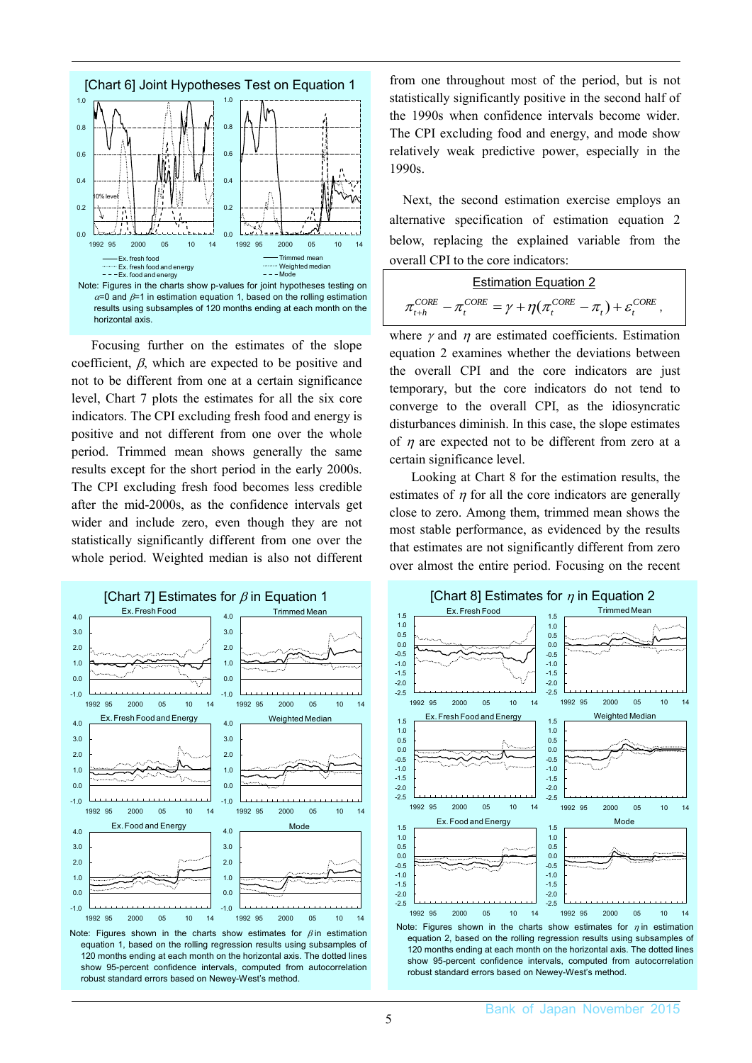[Chart 6] Joint Hypotheses Test on Equation 1

Note: Figures in the charts show p-values for joint hypotheses testing on $\alpha$=0 and $\beta$=1 in estimation equation 1, based on the rolling estimation results using subsamples of 120 months ending at each month on the horizontal axis.

Focusing further on the estimates of the slope coefficient, $\beta$, which are expected to be positive and not to be different from one at a certain significance level, Chart 7 plots the estimates for all the six core indicators. The CPI excluding fresh food and energy is positive and not different from one over the whole period. Trimmed mean shows generally the same results except for the short period in the early 2000s. The CPI excluding fresh food becomes less credible after the mid-2000s, as the confidence intervals get wider and include zero, even though they are not statistically significantly different from one over the whole period. Weighted median is also not different from one throughout most of the period, but is not statistically significantly positive in the second half of the 1990s when confidence intervals become wider. The CPI excluding food and energy, and mode show relatively weak predictive power, especially in the 1990s.

Next, the second estimation exercise employs an alternative specification of estimation equation 2 below, replacing the explained variable from the overall CPI to the core indicators:

Estimation Equation 2

$$\pi_{t+h}^{CORE} - \pi_t^{CORE} = \gamma + \eta(\pi_t^{CORE} - \pi_t) + \varepsilon_t^{CORE},$$

where $\gamma$ and $\eta$ are estimated coefficients. Estimation equation 2 examines whether the deviations between the overall CPI and the core indicators are just temporary, but the core indicators do not tend to converge to the overall CPI, as the idiosyncratic disturbances diminish. In this case, the slope estimates of $\eta$ are expected not to be different from zero at a certain significance level.

Looking at Chart 8 for the estimation results, the estimates of $\eta$ for all the core indicators are generally close to zero. Among them, trimmed mean shows the most stable performance, as evidenced by the results that estimates are not significantly different from zero over almost the entire period. Focusing on the recent

[Chart 7] Estimates for $\beta$ in Equation 1

Note: Figures shown in the charts show estimates for $\beta$ in estimation equation 1, based on the rolling regression results using subsamples of 120 months ending at each month on the horizontal axis. The dotted lines show 95-percent confidence intervals, computed from autocorrelation robust standard errors based on Newey-West's method.

[Chart 8] Estimates for $\eta$ in Equation 2

Note: Figures shown in the charts show estimates for $\eta$ in estimation equation 2, based on the rolling regression results using subsamples of 120 months ending at each month on the horizontal axis. The dotted lines show 95-percent confidence intervals, computed from autocorrelation robust standard errors based on Newey-West's method.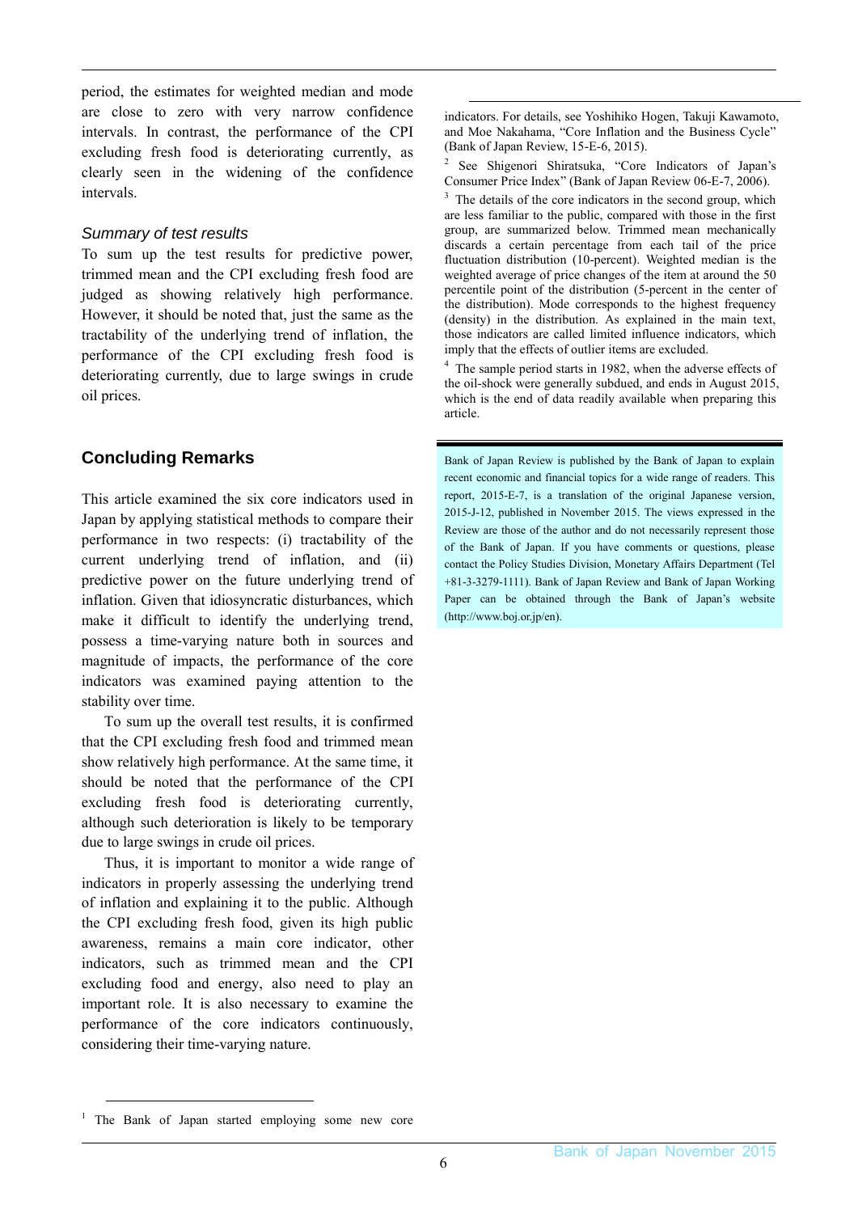period, the estimates for weighted median and mode are close to zero with very narrow confidence intervals. In contrast, the performance of the CPI excluding fresh food is deteriorating currently, as clearly seen in the widening of the confidence intervals.

*Summary of test results*

To sum up the test results for predictive power, trimmed mean and the CPI excluding fresh food are judged as showing relatively high performance. However, it should be noted that, just the same as the tractability of the underlying trend of inflation, the performance of the CPI excluding fresh food is deteriorating currently, due to large swings in crude oil prices.

## Concluding Remarks

This article examined the six core indicators used in Japan by applying statistical methods to compare their performance in two respects: (i) tractability of the current underlying trend of inflation, and (ii) predictive power on the future underlying trend of inflation. Given that idiosyncratic disturbances, which make it difficult to identify the underlying trend, possess a time-varying nature both in sources and magnitude of impacts, the performance of the core indicators was examined paying attention to the stability over time.

To sum up the overall test results, it is confirmed that the CPI excluding fresh food and trimmed mean show relatively high performance. At the same time, it should be noted that the performance of the CPI excluding fresh food is deteriorating currently, although such deterioration is likely to be temporary due to large swings in crude oil prices.

Thus, it is important to monitor a wide range of indicators in properly assessing the underlying trend of inflation and explaining it to the public. Although the CPI excluding fresh food, given its high public awareness, remains a main core indicator, other indicators, such as trimmed mean and the CPI excluding food and energy, also need to play an important role. It is also necessary to examine the performance of the core indicators continuously, considering their time-varying nature.

---

[1] The Bank of Japan started employing some new core indicators. For details, see Yoshihiko Hogen, Takuji Kawamoto, and Moe Nakahama, "Core Inflation and the Business Cycle" (Bank of Japan Review, 15-E-6, 2015).

[2] See Shigenori Shiratsuka, "Core Indicators of Japan's Consumer Price Index" (Bank of Japan Review 06-E-7, 2006).

[3] The details of the core indicators in the second group, which are less familiar to the public, compared with those in the first group, are summarized below. Trimmed mean mechanically discards a certain percentage from each tail of the price fluctuation distribution (10-percent). Weighted median is the weighted average of price changes of the item at around the 50 percentile point of the distribution (5-percent in the center of the distribution). Mode corresponds to the highest frequency (density) in the distribution. As explained in the main text, those indicators are called limited influence indicators, which imply that the effects of outlier items are excluded.

[4] The sample period starts in 1982, when the adverse effects of the oil-shock were generally subdued, and ends in August 2015, which is the end of data readily available when preparing this article.

---

Bank of Japan Review is published by the Bank of Japan to explain recent economic and financial topics for a wide range of readers. This report, 2015-E-7, is a translation of the original Japanese version, 2015-J-12, published in November 2015. The views expressed in the Review are those of the author and do not necessarily represent those of the Bank of Japan. If you have comments or questions, please contact the Policy Studies Division, Monetary Affairs Department (Tel +81-3-3279-1111). Bank of Japan Review and Bank of Japan Working Paper can be obtained through the Bank of Japan's website (http://www.boj.or.jp/en).